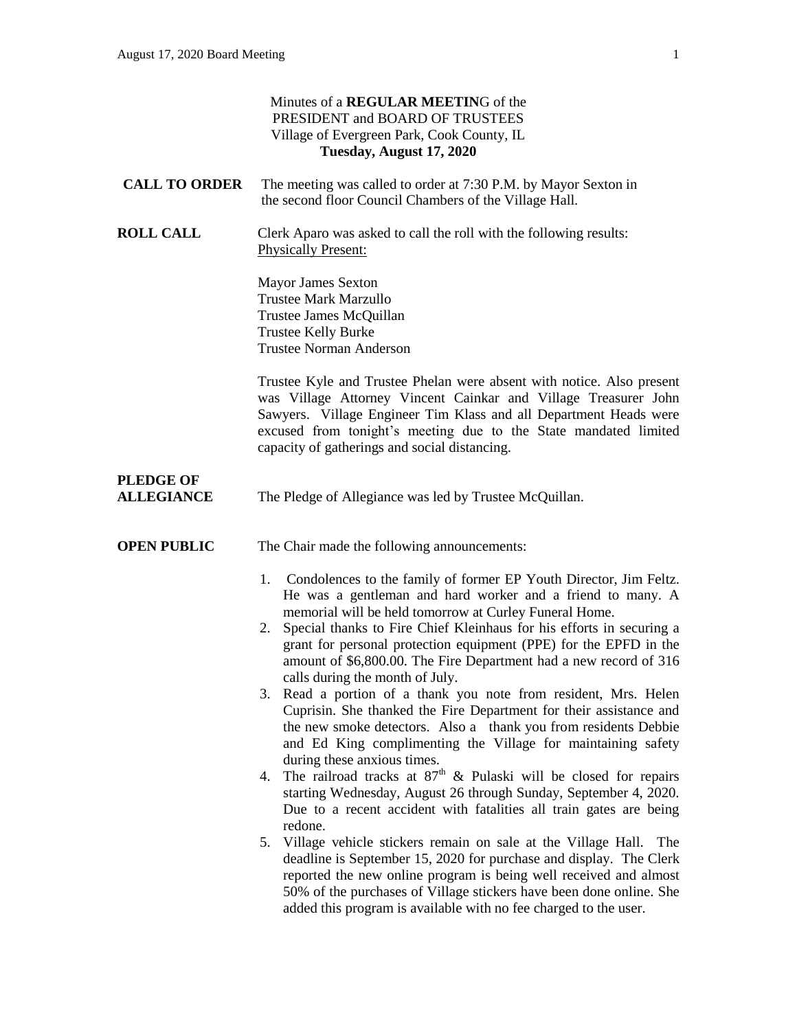Minutes of a **REGULAR MEETIN**G of the
PRESIDENT and BOARD OF TRUSTEES
Village of Evergreen Park, Cook County, IL
**Tuesday, August 17, 2020**

**CALL TO ORDER** The meeting was called to order at 7:30 P.M. by Mayor Sexton in the second floor Council Chambers of the Village Hall.

**ROLL CALL** Clerk Aparo was asked to call the roll with the following results:
Physically Present:

Mayor James Sexton
Trustee Mark Marzullo
Trustee James McQuillan
Trustee Kelly Burke
Trustee Norman Anderson

Trustee Kyle and Trustee Phelan were absent with notice. Also present was Village Attorney Vincent Cainkar and Village Treasurer John Sawyers. Village Engineer Tim Klass and all Department Heads were excused from tonight's meeting due to the State mandated limited capacity of gatherings and social distancing.

**PLEDGE OF ALLEGIANCE** The Pledge of Allegiance was led by Trustee McQuillan.

**OPEN PUBLIC** The Chair made the following announcements:

1. Condolences to the family of former EP Youth Director, Jim Feltz. He was a gentleman and hard worker and a friend to many. A memorial will be held tomorrow at Curley Funeral Home.
2. Special thanks to Fire Chief Kleinhaus for his efforts in securing a grant for personal protection equipment (PPE) for the EPFD in the amount of $6,800.00. The Fire Department had a new record of 316 calls during the month of July.
3. Read a portion of a thank you note from resident, Mrs. Helen Cuprisin. She thanked the Fire Department for their assistance and the new smoke detectors. Also a thank you from residents Debbie and Ed King complimenting the Village for maintaining safety during these anxious times.
4. The railroad tracks at 87th & Pulaski will be closed for repairs starting Wednesday, August 26 through Sunday, September 4, 2020. Due to a recent accident with fatalities all train gates are being redone.
5. Village vehicle stickers remain on sale at the Village Hall. The deadline is September 15, 2020 for purchase and display. The Clerk reported the new online program is being well received and almost 50% of the purchases of Village stickers have been done online. She added this program is available with no fee charged to the user.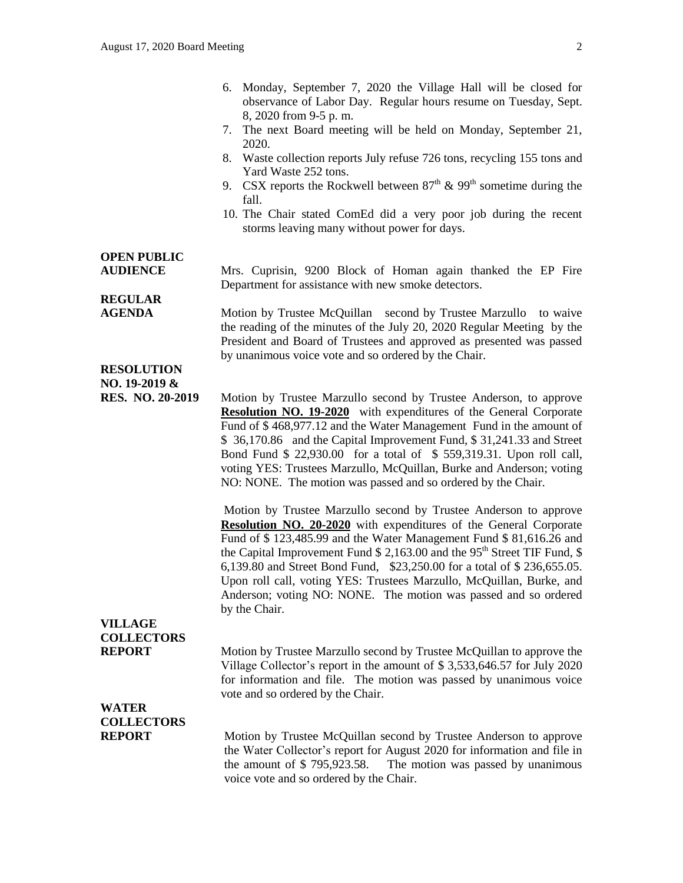6. Monday, September 7, 2020 the Village Hall will be closed for observance of Labor Day. Regular hours resume on Tuesday, Sept. 8, 2020 from 9-5 p. m.
7. The next Board meeting will be held on Monday, September 21, 2020.
8. Waste collection reports July refuse 726 tons, recycling 155 tons and Yard Waste 252 tons.
9. CSX reports the Rockwell between 87th & 99th sometime during the fall.
10. The Chair stated ComEd did a very poor job during the recent storms leaving many without power for days.

**OPEN PUBLIC AUDIENCE**

Mrs. Cuprisin, 9200 Block of Homan again thanked the EP Fire Department for assistance with new smoke detectors.

**REGULAR AGENDA**

Motion by Trustee McQuillan second by Trustee Marzullo to waive the reading of the minutes of the July 20, 2020 Regular Meeting by the President and Board of Trustees and approved as presented was passed by unanimous voice vote and so ordered by the Chair.

**RESOLUTION NO. 19-2019 & RES. NO. 20-2019**

Motion by Trustee Marzullo second by Trustee Anderson, to approve **Resolution NO. 19-2020** with expenditures of the General Corporate Fund of $ 468,977.12 and the Water Management Fund in the amount of $ 36,170.86 and the Capital Improvement Fund, $ 31,241.33 and Street Bond Fund $ 22,930.00 for a total of $ 559,319.31. Upon roll call, voting YES: Trustees Marzullo, McQuillan, Burke and Anderson; voting NO: NONE. The motion was passed and so ordered by the Chair.

Motion by Trustee Marzullo second by Trustee Anderson to approve **Resolution NO. 20-2020** with expenditures of the General Corporate Fund of $ 123,485.99 and the Water Management Fund $ 81,616.26 and the Capital Improvement Fund $ 2,163.00 and the 95th Street TIF Fund, $ 6,139.80 and Street Bond Fund, $23,250.00 for a total of $ 236,655.05. Upon roll call, voting YES: Trustees Marzullo, McQuillan, Burke, and Anderson; voting NO: NONE. The motion was passed and so ordered by the Chair.

**VILLAGE COLLECTORS REPORT**

Motion by Trustee Marzullo second by Trustee McQuillan to approve the Village Collector's report in the amount of $ 3,533,646.57 for July 2020 for information and file. The motion was passed by unanimous voice vote and so ordered by the Chair.

**WATER COLLECTORS REPORT**

Motion by Trustee McQuillan second by Trustee Anderson to approve the Water Collector's report for August 2020 for information and file in the amount of $ 795,923.58. The motion was passed by unanimous voice vote and so ordered by the Chair.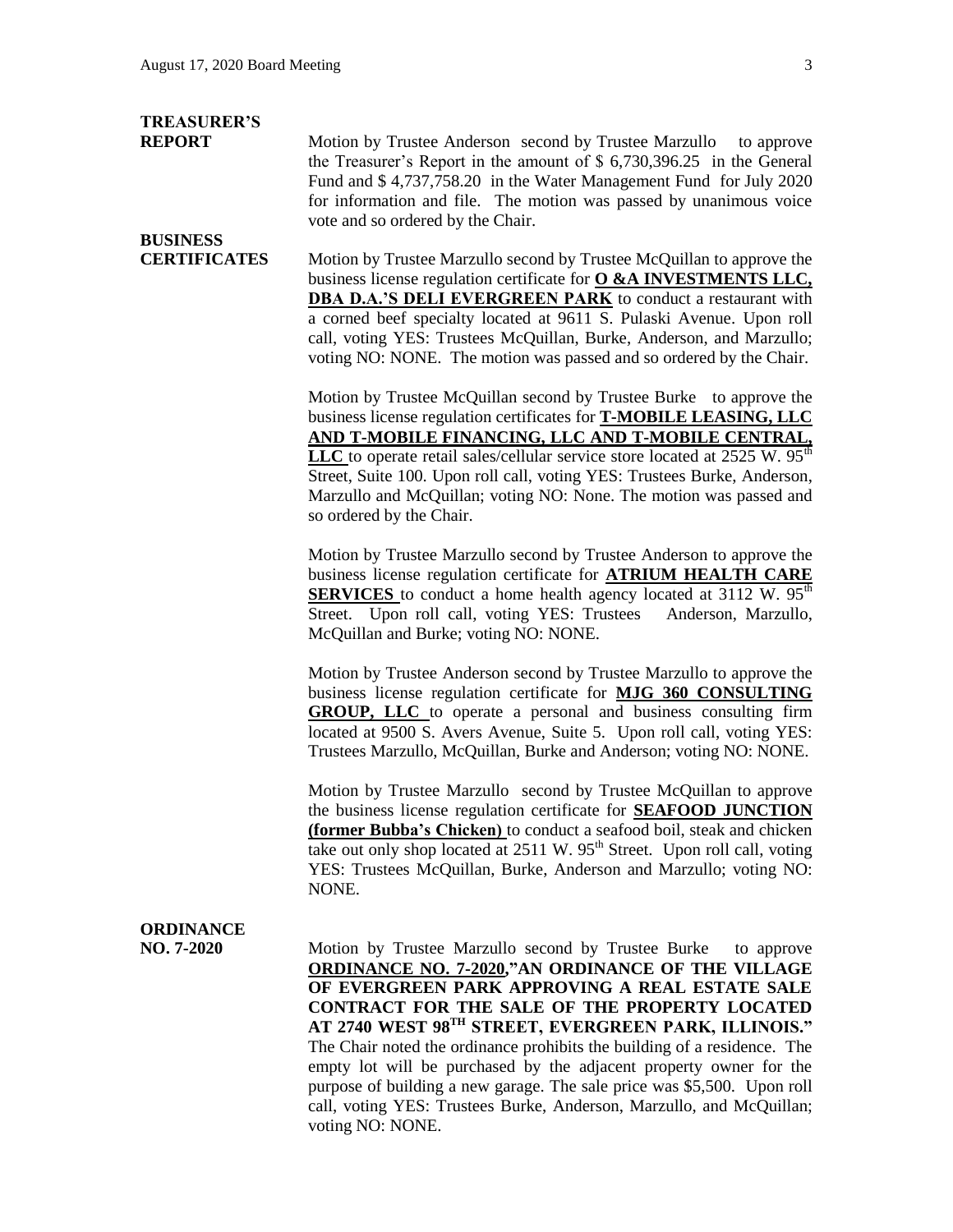**TREASURER'S REPORT**

Motion by Trustee Anderson second by Trustee Marzullo to approve the Treasurer's Report in the amount of $ 6,730,396.25 in the General Fund and $ 4,737,758.20 in the Water Management Fund for July 2020 for information and file. The motion was passed by unanimous voice vote and so ordered by the Chair.

**BUSINESS CERTIFICATES**

Motion by Trustee Marzullo second by Trustee McQuillan to approve the business license regulation certificate for **O &A INVESTMENTS LLC, DBA D.A.'S DELI EVERGREEN PARK** to conduct a restaurant with a corned beef specialty located at 9611 S. Pulaski Avenue. Upon roll call, voting YES: Trustees McQuillan, Burke, Anderson, and Marzullo; voting NO: NONE. The motion was passed and so ordered by the Chair.

Motion by Trustee McQuillan second by Trustee Burke to approve the business license regulation certificates for **T-MOBILE LEASING, LLC AND T-MOBILE FINANCING, LLC AND T-MOBILE CENTRAL, LLC** to operate retail sales/cellular service store located at 2525 W. 95th Street, Suite 100. Upon roll call, voting YES: Trustees Burke, Anderson, Marzullo and McQuillan; voting NO: None. The motion was passed and so ordered by the Chair.

Motion by Trustee Marzullo second by Trustee Anderson to approve the business license regulation certificate for **ATRIUM HEALTH CARE SERVICES** to conduct a home health agency located at 3112 W. 95th Street. Upon roll call, voting YES: Trustees Anderson, Marzullo, McQuillan and Burke; voting NO: NONE.

Motion by Trustee Anderson second by Trustee Marzullo to approve the business license regulation certificate for **MJG 360 CONSULTING GROUP, LLC** to operate a personal and business consulting firm located at 9500 S. Avers Avenue, Suite 5. Upon roll call, voting YES: Trustees Marzullo, McQuillan, Burke and Anderson; voting NO: NONE.

Motion by Trustee Marzullo second by Trustee McQuillan to approve the business license regulation certificate for **SEAFOOD JUNCTION (former Bubba's Chicken)** to conduct a seafood boil, steak and chicken take out only shop located at 2511 W. 95th Street. Upon roll call, voting YES: Trustees McQuillan, Burke, Anderson and Marzullo; voting NO: NONE.

**ORDINANCE NO. 7-2020**

Motion by Trustee Marzullo second by Trustee Burke to approve **ORDINANCE NO. 7-2020,"AN ORDINANCE OF THE VILLAGE OF EVERGREEN PARK APPROVING A REAL ESTATE SALE CONTRACT FOR THE SALE OF THE PROPERTY LOCATED AT 2740 WEST 98TH STREET, EVERGREEN PARK, ILLINOIS."** The Chair noted the ordinance prohibits the building of a residence. The empty lot will be purchased by the adjacent property owner for the purpose of building a new garage. The sale price was $5,500. Upon roll call, voting YES: Trustees Burke, Anderson, Marzullo, and McQuillan; voting NO: NONE.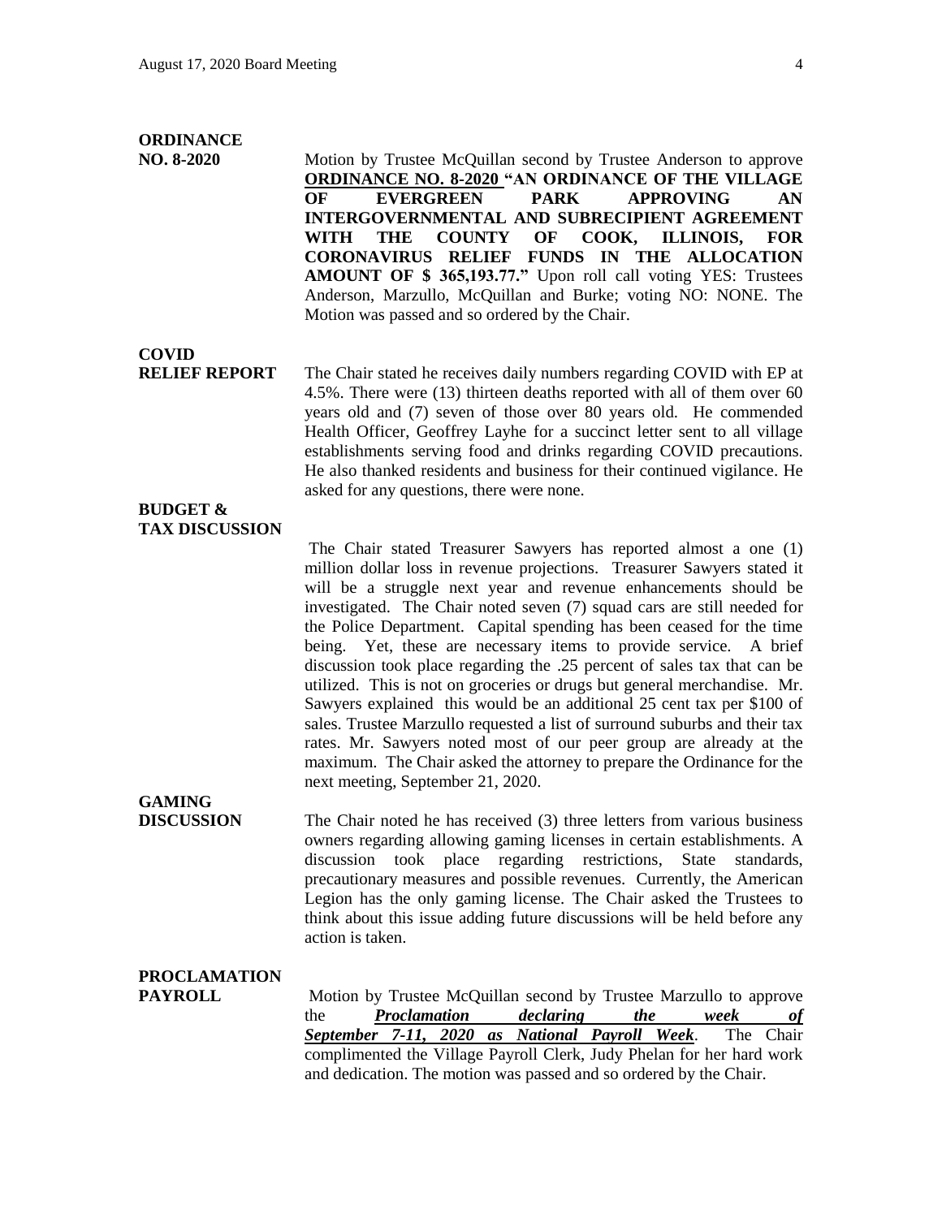**ORDINANCE NO. 8-2020**

Motion by Trustee McQuillan second by Trustee Anderson to approve **ORDINANCE NO. 8-2020 "AN ORDINANCE OF THE VILLAGE OF EVERGREEN PARK APPROVING AN INTERGOVERNMENTAL AND SUBRECIPIENT AGREEMENT WITH THE COUNTY OF COOK, ILLINOIS, FOR CORONAVIRUS RELIEF FUNDS IN THE ALLOCATION AMOUNT OF $ 365,193.77."** Upon roll call voting YES: Trustees Anderson, Marzullo, McQuillan and Burke; voting NO: NONE. The Motion was passed and so ordered by the Chair.

**COVID RELIEF REPORT**

The Chair stated he receives daily numbers regarding COVID with EP at 4.5%. There were (13) thirteen deaths reported with all of them over 60 years old and (7) seven of those over 80 years old. He commended Health Officer, Geoffrey Layhe for a succinct letter sent to all village establishments serving food and drinks regarding COVID precautions. He also thanked residents and business for their continued vigilance. He asked for any questions, there were none.

**BUDGET & TAX DISCUSSION**

The Chair stated Treasurer Sawyers has reported almost a one (1) million dollar loss in revenue projections. Treasurer Sawyers stated it will be a struggle next year and revenue enhancements should be investigated. The Chair noted seven (7) squad cars are still needed for the Police Department. Capital spending has been ceased for the time being. Yet, these are necessary items to provide service. A brief discussion took place regarding the .25 percent of sales tax that can be utilized. This is not on groceries or drugs but general merchandise. Mr. Sawyers explained this would be an additional 25 cent tax per $100 of sales. Trustee Marzullo requested a list of surround suburbs and their tax rates. Mr. Sawyers noted most of our peer group are already at the maximum. The Chair asked the attorney to prepare the Ordinance for the next meeting, September 21, 2020.

**GAMING DISCUSSION**

The Chair noted he has received (3) three letters from various business owners regarding allowing gaming licenses in certain establishments. A discussion took place regarding restrictions, State standards, precautionary measures and possible revenues. Currently, the American Legion has the only gaming license. The Chair asked the Trustees to think about this issue adding future discussions will be held before any action is taken.

**PROCLAMATION PAYROLL**

Motion by Trustee McQuillan second by Trustee Marzullo to approve the ***Proclamation declaring the week of September 7-11, 2020 as National Payroll Week***. The Chair complimented the Village Payroll Clerk, Judy Phelan for her hard work and dedication. The motion was passed and so ordered by the Chair.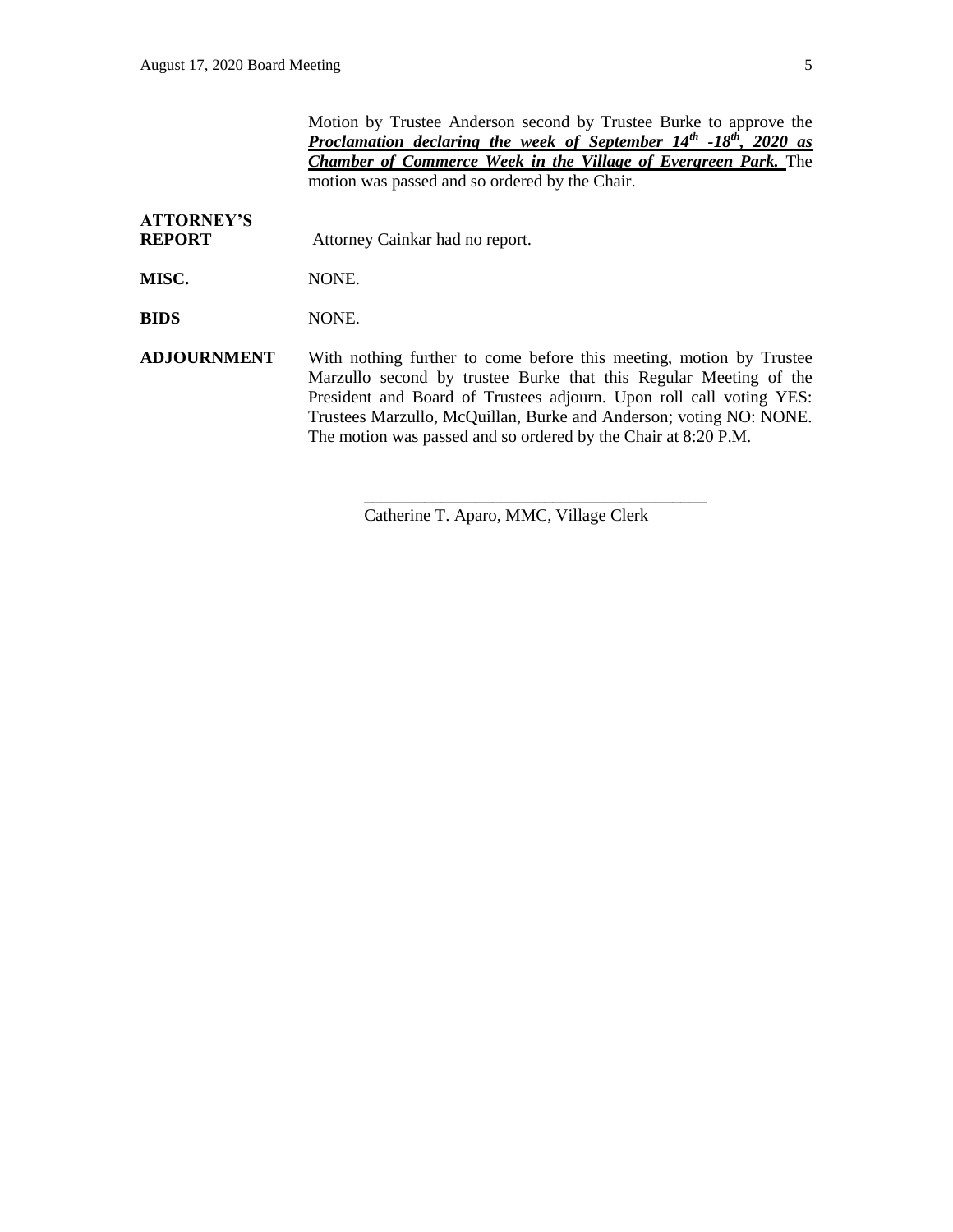Motion by Trustee Anderson second by Trustee Burke to approve the ***Proclamation declaring the week of September 14th -18th, 2020 as Chamber of Commerce Week in the Village of Evergreen Park.*** The motion was passed and so ordered by the Chair.

**ATTORNEY'S REPORT** Attorney Cainkar had no report.

**MISC.** NONE.

**BIDS** NONE.

**ADJOURNMENT** With nothing further to come before this meeting, motion by Trustee Marzullo second by trustee Burke that this Regular Meeting of the President and Board of Trustees adjourn. Upon roll call voting YES: Trustees Marzullo, McQuillan, Burke and Anderson; voting NO: NONE. The motion was passed and so ordered by the Chair at 8:20 P.M.

\_\_\_\_\_\_\_\_\_\_\_\_\_\_\_\_\_\_\_\_\_\_\_\_\_\_\_\_\_\_\_\_\_\_\_\_\_\_\_\_

Catherine T. Aparo, MMC, Village Clerk